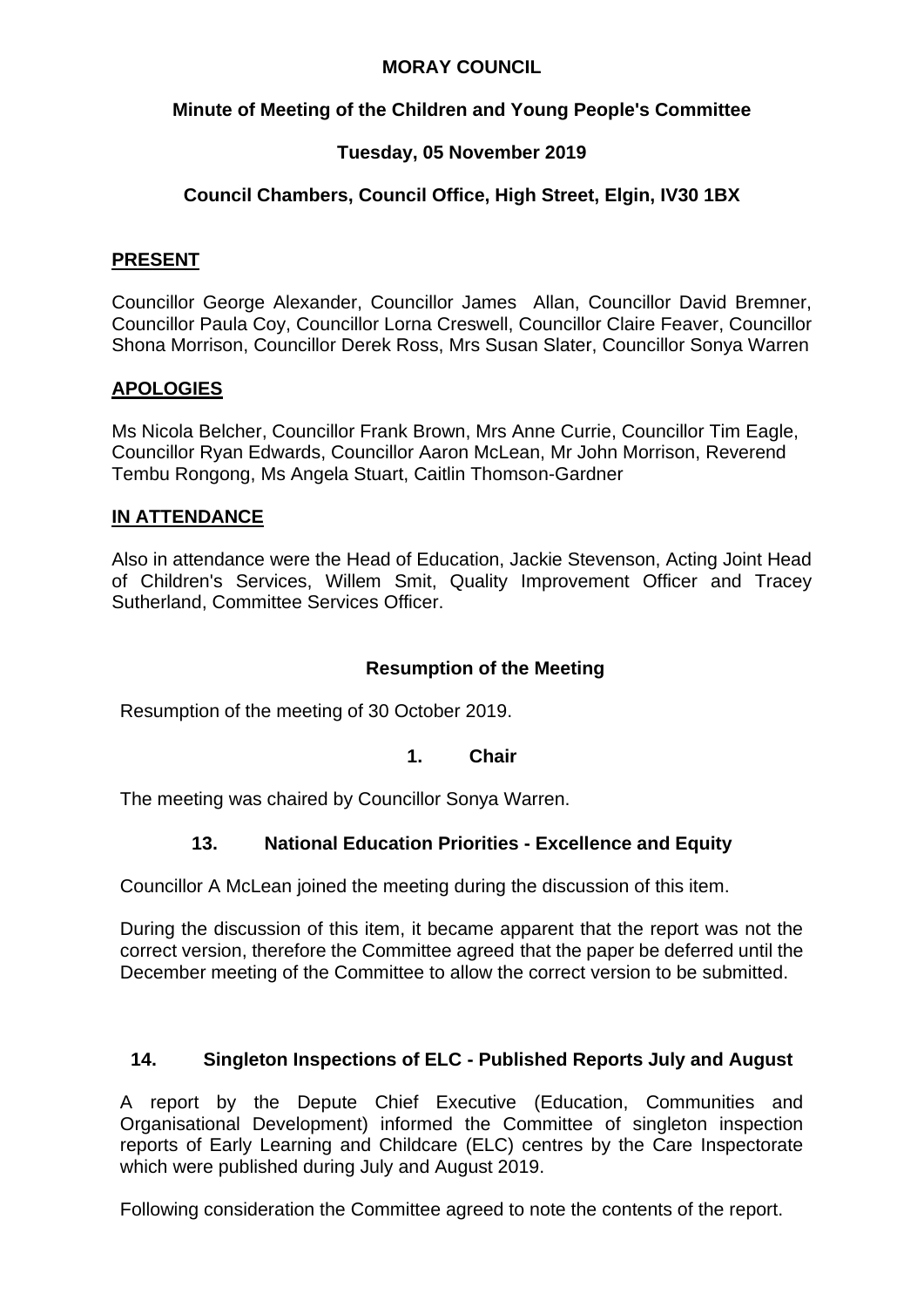# MORAY COUNCIL

## Minute of Meeting of the Children and Young People's Committee

## Tuesday, 05 November 2019

## Council Chambers, Council Office, High Street, Elgin, IV30 1BX

**PRESENT**

Councillor George Alexander, Councillor James Allan, Councillor David Bremner, Councillor Paula Coy, Councillor Lorna Creswell, Councillor Claire Feaver, Councillor Shona Morrison, Councillor Derek Ross, Mrs Susan Slater, Councillor Sonya Warren

**APOLOGIES**

Ms Nicola Belcher, Councillor Frank Brown, Mrs Anne Currie, Councillor Tim Eagle, Councillor Ryan Edwards, Councillor Aaron McLean, Mr John Morrison, Reverend Tembu Rongong, Ms Angela Stuart, Caitlin Thomson-Gardner

**IN ATTENDANCE**

Also in attendance were the Head of Education, Jackie Stevenson, Acting Joint Head of Children's Services, Willem Smit, Quality Improvement Officer and Tracey Sutherland, Committee Services Officer.

### Resumption of the Meeting

Resumption of the meeting of 30 October 2019.

### 1. Chair

The meeting was chaired by Councillor Sonya Warren.

### 13. National Education Priorities - Excellence and Equity

Councillor A McLean joined the meeting during the discussion of this item.

During the discussion of this item, it became apparent that the report was not the correct version, therefore the Committee agreed that the paper be deferred until the December meeting of the Committee to allow the correct version to be submitted.

### 14. Singleton Inspections of ELC - Published Reports July and August

A report by the Depute Chief Executive (Education, Communities and Organisational Development) informed the Committee of singleton inspection reports of Early Learning and Childcare (ELC) centres by the Care Inspectorate which were published during July and August 2019.

Following consideration the Committee agreed to note the contents of the report.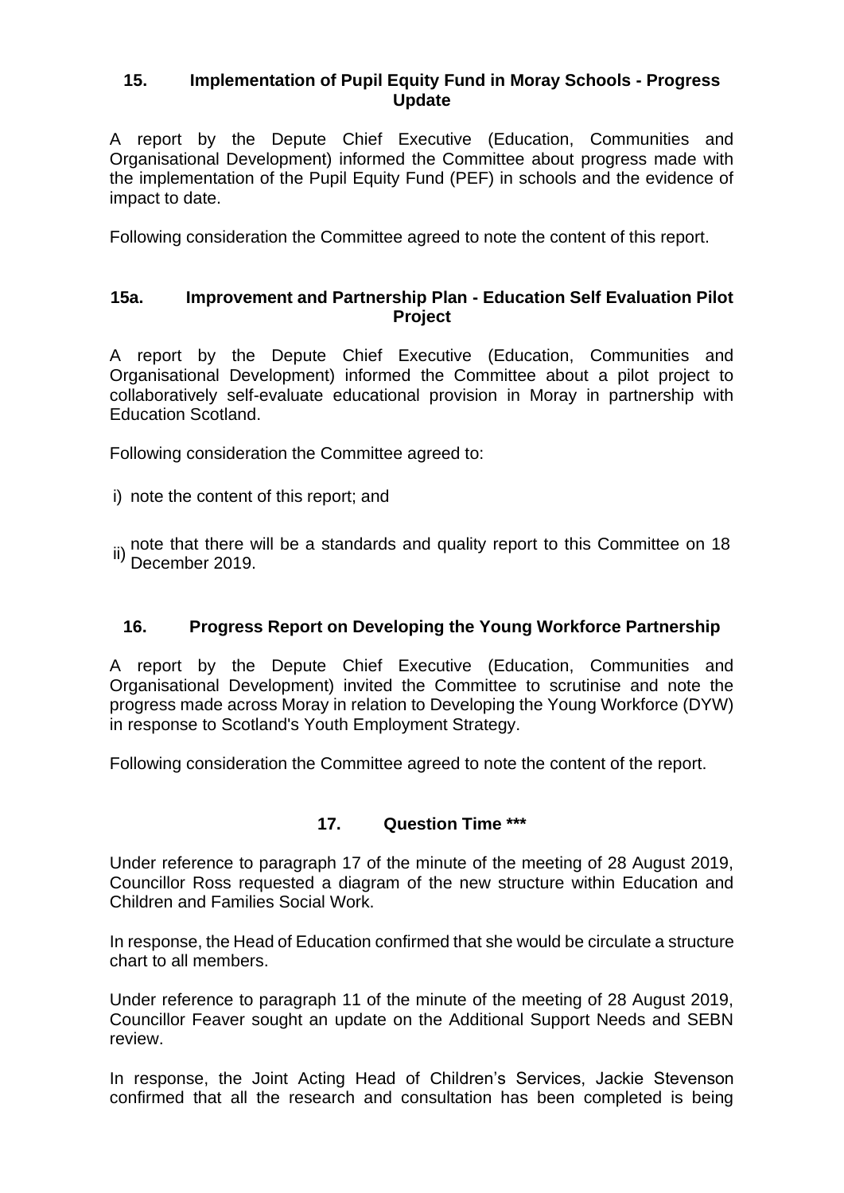## 15. Implementation of Pupil Equity Fund in Moray Schools - Progress Update

A report by the Depute Chief Executive (Education, Communities and Organisational Development) informed the Committee about progress made with the implementation of the Pupil Equity Fund (PEF) in schools and the evidence of impact to date.

Following consideration the Committee agreed to note the content of this report.

## 15a. Improvement and Partnership Plan - Education Self Evaluation Pilot Project

A report by the Depute Chief Executive (Education, Communities and Organisational Development) informed the Committee about a pilot project to collaboratively self-evaluate educational provision in Moray in partnership with Education Scotland.

Following consideration the Committee agreed to:

i) note the content of this report; and

ii) note that there will be a standards and quality report to this Committee on 18 December 2019.

## 16. Progress Report on Developing the Young Workforce Partnership

A report by the Depute Chief Executive (Education, Communities and Organisational Development) invited the Committee to scrutinise and note the progress made across Moray in relation to Developing the Young Workforce (DYW) in response to Scotland's Youth Employment Strategy.

Following consideration the Committee agreed to note the content of the report.

## 17. Question Time ***

Under reference to paragraph 17 of the minute of the meeting of 28 August 2019, Councillor Ross requested a diagram of the new structure within Education and Children and Families Social Work.

In response, the Head of Education confirmed that she would be circulate a structure chart to all members.

Under reference to paragraph 11 of the minute of the meeting of 28 August 2019, Councillor Feaver sought an update on the Additional Support Needs and SEBN review.

In response, the Joint Acting Head of Children's Services, Jackie Stevenson confirmed that all the research and consultation has been completed is being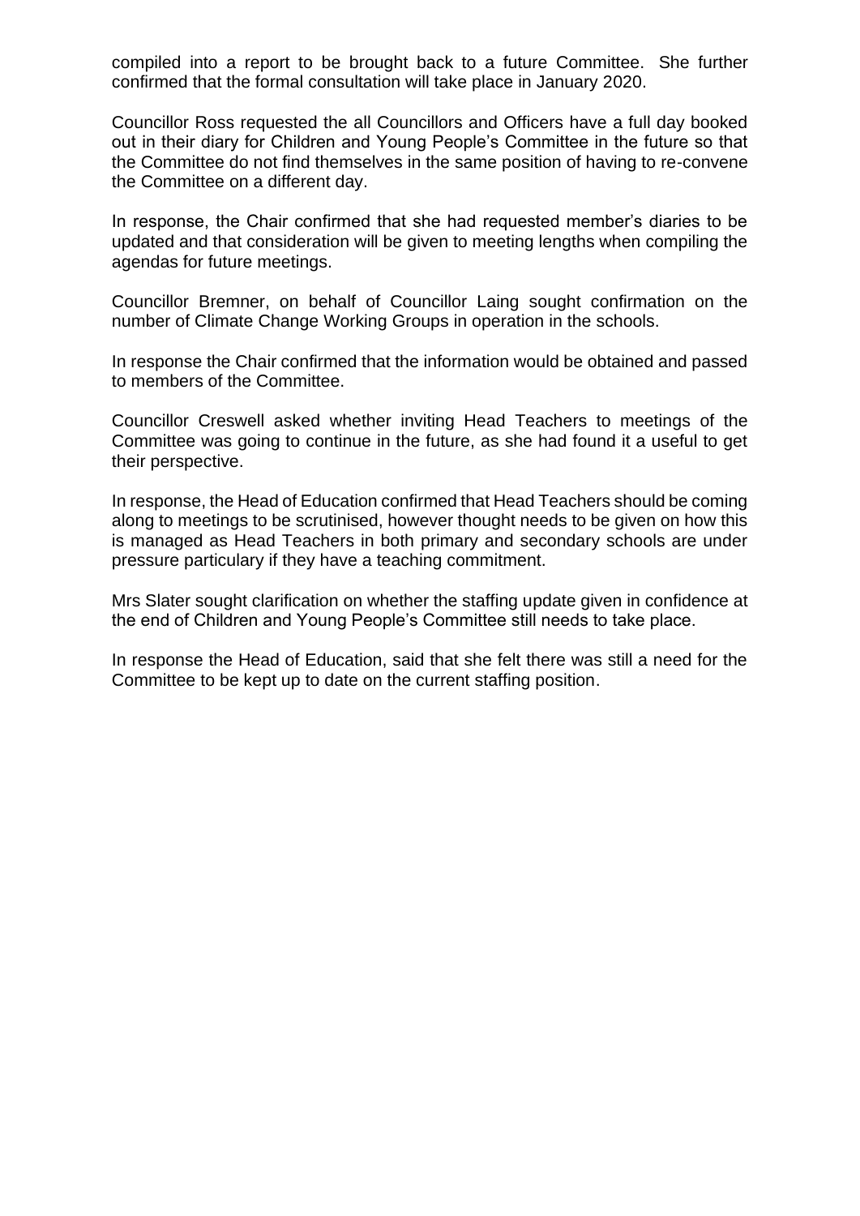compiled into a report to be brought back to a future Committee. She further confirmed that the formal consultation will take place in January 2020.

Councillor Ross requested the all Councillors and Officers have a full day booked out in their diary for Children and Young People's Committee in the future so that the Committee do not find themselves in the same position of having to re-convene the Committee on a different day.

In response, the Chair confirmed that she had requested member's diaries to be updated and that consideration will be given to meeting lengths when compiling the agendas for future meetings.

Councillor Bremner, on behalf of Councillor Laing sought confirmation on the number of Climate Change Working Groups in operation in the schools.

In response the Chair confirmed that the information would be obtained and passed to members of the Committee.

Councillor Creswell asked whether inviting Head Teachers to meetings of the Committee was going to continue in the future, as she had found it a useful to get their perspective.

In response, the Head of Education confirmed that Head Teachers should be coming along to meetings to be scrutinised, however thought needs to be given on how this is managed as Head Teachers in both primary and secondary schools are under pressure particulary if they have a teaching commitment.

Mrs Slater sought clarification on whether the staffing update given in confidence at the end of Children and Young People's Committee still needs to take place.

In response the Head of Education, said that she felt there was still a need for the Committee to be kept up to date on the current staffing position.